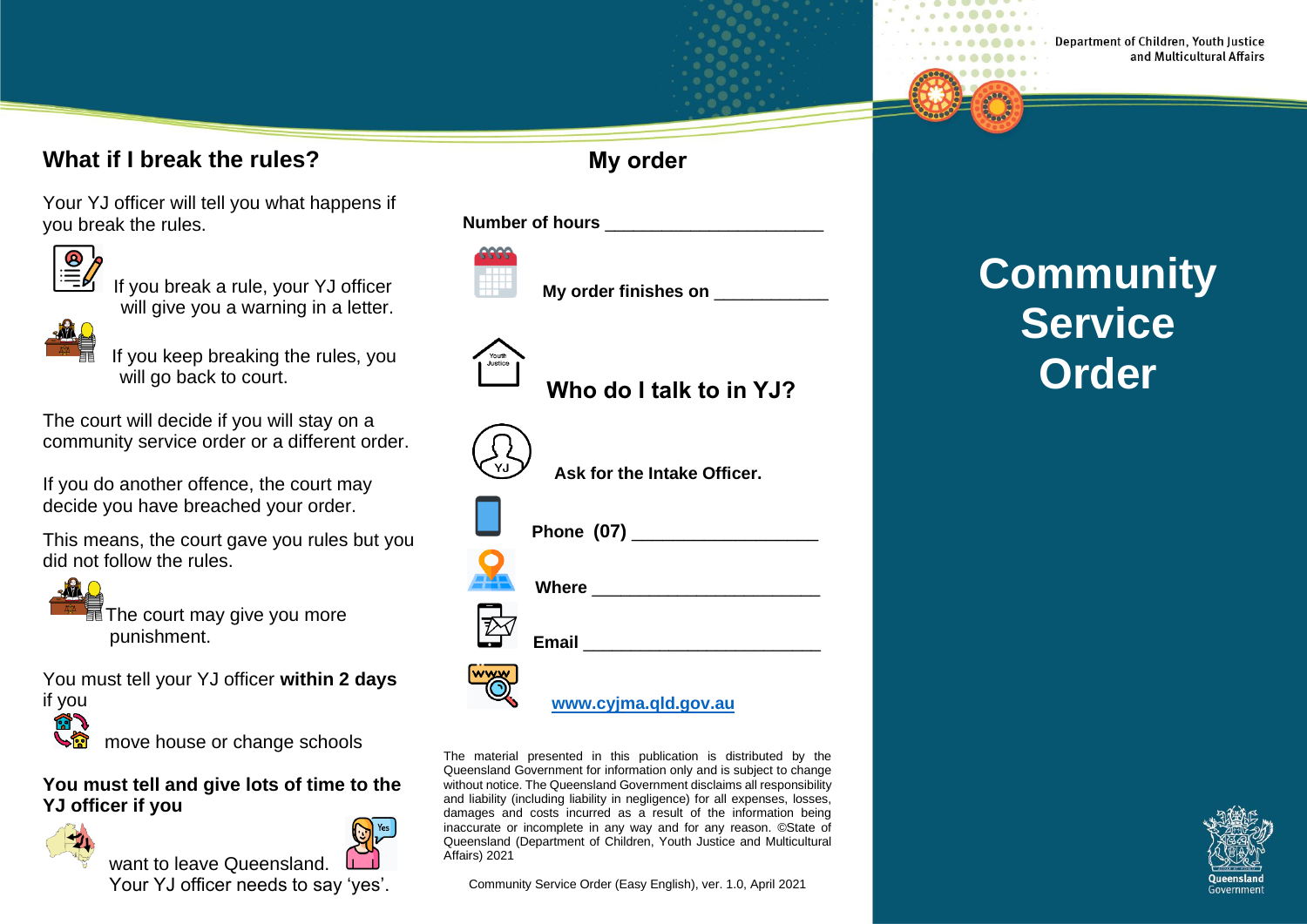## What if I break the rules?

Your YJ officer will tell you what happens if you break the rules.

If you break a rule, your YJ officer will give you a warning in a letter.

If you keep breaking the rules, you will go back to court.

The court will decide if you will stay on a community service order or a different order.

If you do another offence, the court may decide you have breached your order.

This means, the court gave you rules but you did not follow the rules.

The court may give you more punishment.

You must tell your YJ officer **within 2 days** if you

move house or change schools

**You must tell and give lots of time to the YJ officer if you**

want to leave Queensland.
Your YJ officer needs to say 'yes'.

## My order

**Number of hours** ______________________

**My order finishes on** ___________

## Who do I talk to in YJ?

**Ask for the Intake Officer.**

**Phone (07)** ___________________

**Where** ________________________

**Email** _________________________

**www.cyjma.qld.gov.au**

The material presented in this publication is distributed by the Queensland Government for information only and is subject to change without notice. The Queensland Government disclaims all responsibility and liability (including liability in negligence) for all expenses, losses, damages and costs incurred as a result of the information being inaccurate or incomplete in any way and for any reason. ©State of Queensland (Department of Children, Youth Justice and Multicultural Affairs) 2021

Community Service Order (Easy English), ver. 1.0, April 2021

Department of Children, Youth Justice and Multicultural Affairs

# Community Service Order

Queensland Government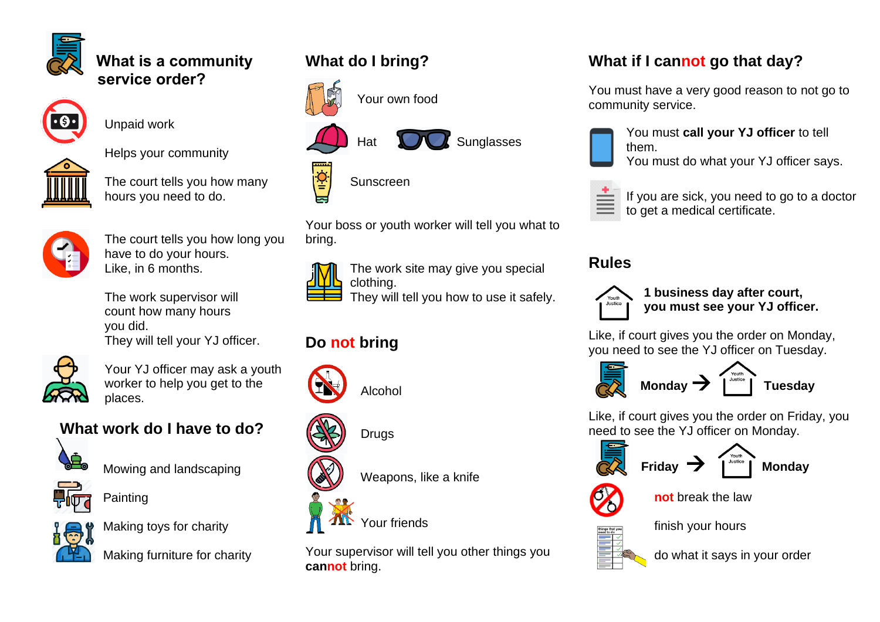## What is a community service order?

Unpaid work

Helps your community

The court tells you how many hours you need to do.

The court tells you how long you have to do your hours.
Like, in 6 months.

The work supervisor will count how many hours you did.
They will tell your YJ officer.

Your YJ officer may ask a youth worker to help you get to the places.

## What work do I have to do?

Mowing and landscaping

Painting

Making toys for charity

Making furniture for charity

## What do I bring?

Your own food

Hat

Sunglasses

Sunscreen

Your boss or youth worker will tell you what to bring.

The work site may give you special clothing.
They will tell you how to use it safely.

## Do not bring

Alcohol

Drugs

Weapons, like a knife

Your friends

Your supervisor will tell you other things you **cannot** bring.

## What if I cannot go that day?

You must have a very good reason to not go to community service.

You must **call your YJ officer** to tell them.
You must do what your YJ officer says.

If you are sick, you need to go to a doctor to get a medical certificate.

## Rules

**1 business day after court, you must see your YJ officer.**

Like, if court gives you the order on Monday, you need to see the YJ officer on Tuesday.

**Monday** → **Tuesday**

Like, if court gives you the order on Friday, you need to see the YJ officer on Monday.

**Friday** → **Monday**

**not** break the law

finish your hours

do what it says in your order